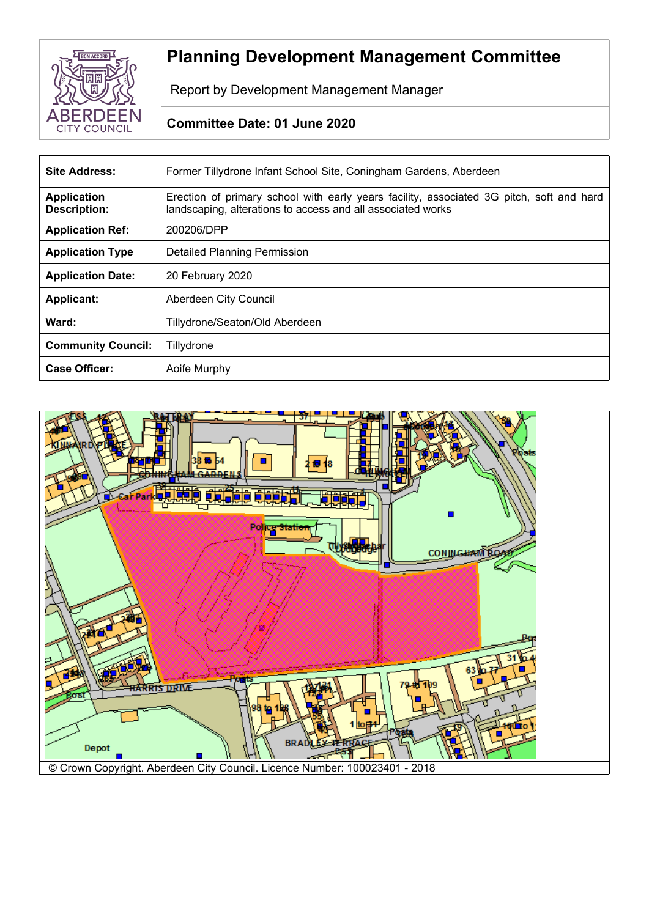# Planning Development Management Committee

Report by Development Management Manager

**Committee Date: 01 June 2020**

| | |
|---|---|
| **Site Address:** | Former Tillydrone Infant School Site, Coningham Gardens, Aberdeen |
| **Application Description:** | Erection of primary school with early years facility, associated 3G pitch, soft and hard landscaping, alterations to access and all associated works |
| **Application Ref:** | 200206/DPP |
| **Application Type** | Detailed Planning Permission |
| **Application Date:** | 20 February 2020 |
| **Applicant:** | Aberdeen City Council |
| **Ward:** | Tillydrone/Seaton/Old Aberdeen |
| **Community Council:** | Tillydrone |
| **Case Officer:** | Aoife Murphy |

© Crown Copyright. Aberdeen City Council. Licence Number: 100023401 - 2018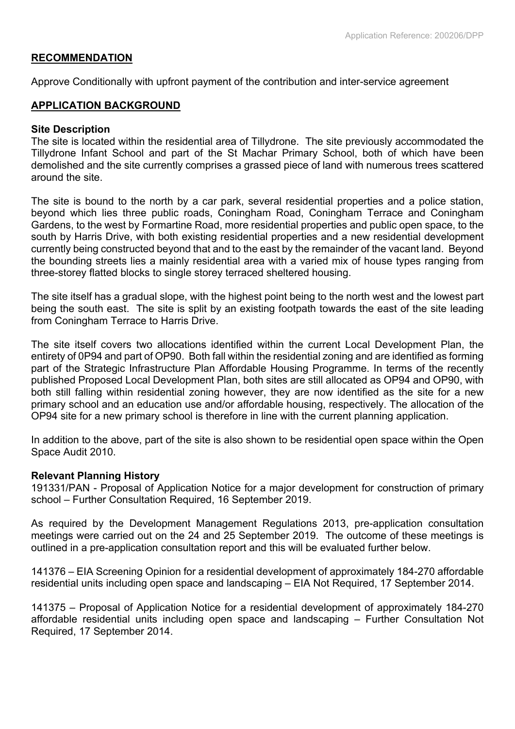## RECOMMENDATION

Approve Conditionally with upfront payment of the contribution and inter-service agreement

## APPLICATION BACKGROUND

### Site Description

The site is located within the residential area of Tillydrone. The site previously accommodated the Tillydrone Infant School and part of the St Machar Primary School, both of which have been demolished and the site currently comprises a grassed piece of land with numerous trees scattered around the site.

The site is bound to the north by a car park, several residential properties and a police station, beyond which lies three public roads, Coningham Road, Coningham Terrace and Coningham Gardens, to the west by Formartine Road, more residential properties and public open space, to the south by Harris Drive, with both existing residential properties and a new residential development currently being constructed beyond that and to the east by the remainder of the vacant land. Beyond the bounding streets lies a mainly residential area with a varied mix of house types ranging from three-storey flatted blocks to single storey terraced sheltered housing.

The site itself has a gradual slope, with the highest point being to the north west and the lowest part being the south east. The site is split by an existing footpath towards the east of the site leading from Coningham Terrace to Harris Drive.

The site itself covers two allocations identified within the current Local Development Plan, the entirety of 0P94 and part of OP90. Both fall within the residential zoning and are identified as forming part of the Strategic Infrastructure Plan Affordable Housing Programme. In terms of the recently published Proposed Local Development Plan, both sites are still allocated as OP94 and OP90, with both still falling within residential zoning however, they are now identified as the site for a new primary school and an education use and/or affordable housing, respectively. The allocation of the OP94 site for a new primary school is therefore in line with the current planning application.

In addition to the above, part of the site is also shown to be residential open space within the Open Space Audit 2010.

### Relevant Planning History

191331/PAN - Proposal of Application Notice for a major development for construction of primary school – Further Consultation Required, 16 September 2019.

As required by the Development Management Regulations 2013, pre-application consultation meetings were carried out on the 24 and 25 September 2019. The outcome of these meetings is outlined in a pre-application consultation report and this will be evaluated further below.

141376 – EIA Screening Opinion for a residential development of approximately 184-270 affordable residential units including open space and landscaping – EIA Not Required, 17 September 2014.

141375 – Proposal of Application Notice for a residential development of approximately 184-270 affordable residential units including open space and landscaping – Further Consultation Not Required, 17 September 2014.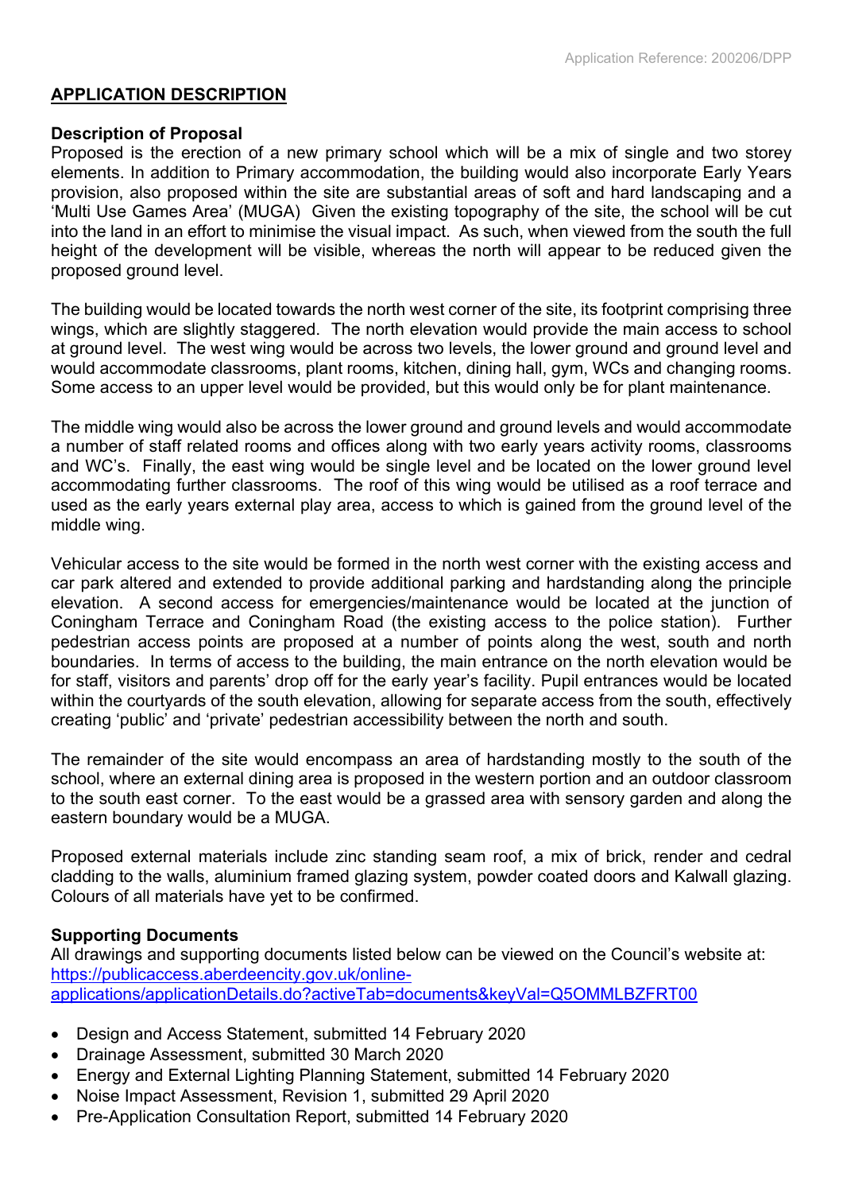## APPLICATION DESCRIPTION

### Description of Proposal

Proposed is the erection of a new primary school which will be a mix of single and two storey elements. In addition to Primary accommodation, the building would also incorporate Early Years provision, also proposed within the site are substantial areas of soft and hard landscaping and a 'Multi Use Games Area' (MUGA) Given the existing topography of the site, the school will be cut into the land in an effort to minimise the visual impact. As such, when viewed from the south the full height of the development will be visible, whereas the north will appear to be reduced given the proposed ground level.

The building would be located towards the north west corner of the site, its footprint comprising three wings, which are slightly staggered. The north elevation would provide the main access to school at ground level. The west wing would be across two levels, the lower ground and ground level and would accommodate classrooms, plant rooms, kitchen, dining hall, gym, WCs and changing rooms. Some access to an upper level would be provided, but this would only be for plant maintenance.

The middle wing would also be across the lower ground and ground levels and would accommodate a number of staff related rooms and offices along with two early years activity rooms, classrooms and WC's. Finally, the east wing would be single level and be located on the lower ground level accommodating further classrooms. The roof of this wing would be utilised as a roof terrace and used as the early years external play area, access to which is gained from the ground level of the middle wing.

Vehicular access to the site would be formed in the north west corner with the existing access and car park altered and extended to provide additional parking and hardstanding along the principle elevation. A second access for emergencies/maintenance would be located at the junction of Coningham Terrace and Coningham Road (the existing access to the police station). Further pedestrian access points are proposed at a number of points along the west, south and north boundaries. In terms of access to the building, the main entrance on the north elevation would be for staff, visitors and parents' drop off for the early year's facility. Pupil entrances would be located within the courtyards of the south elevation, allowing for separate access from the south, effectively creating 'public' and 'private' pedestrian accessibility between the north and south.

The remainder of the site would encompass an area of hardstanding mostly to the south of the school, where an external dining area is proposed in the western portion and an outdoor classroom to the south east corner. To the east would be a grassed area with sensory garden and along the eastern boundary would be a MUGA.

Proposed external materials include zinc standing seam roof, a mix of brick, render and cedral cladding to the walls, aluminium framed glazing system, powder coated doors and Kalwall glazing. Colours of all materials have yet to be confirmed.

### Supporting Documents

All drawings and supporting documents listed below can be viewed on the Council's website at:
[https://publicaccess.aberdeencity.gov.uk/online-applications/applicationDetails.do?activeTab=documents&keyVal=Q5OMMLBZFRT00](https://publicaccess.aberdeencity.gov.uk/online-applications/applicationDetails.do?activeTab=documents&keyVal=Q5OMMLBZFRT00)

- Design and Access Statement, submitted 14 February 2020
- Drainage Assessment, submitted 30 March 2020
- Energy and External Lighting Planning Statement, submitted 14 February 2020
- Noise Impact Assessment, Revision 1, submitted 29 April 2020
- Pre-Application Consultation Report, submitted 14 February 2020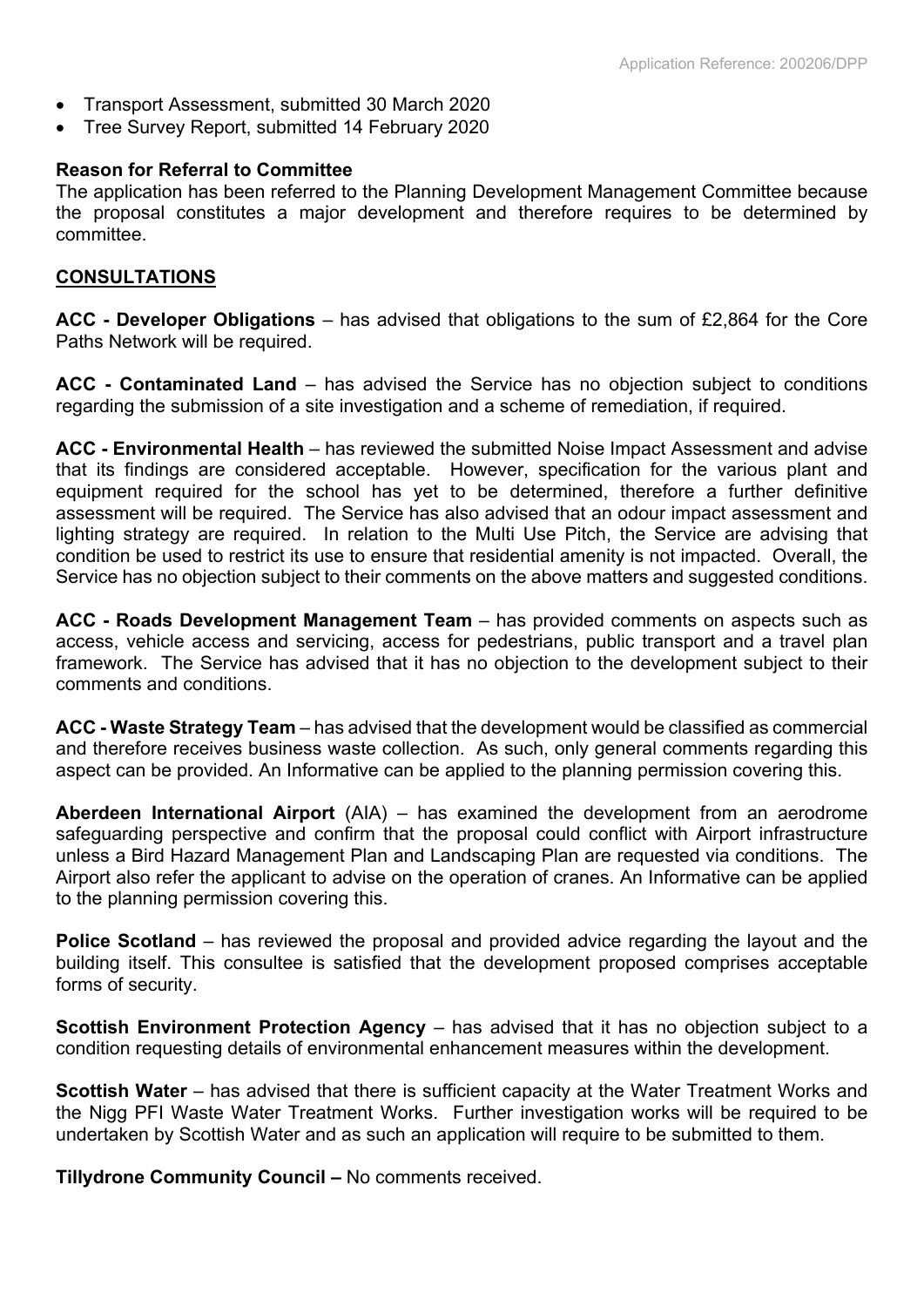- Transport Assessment, submitted 30 March 2020
- Tree Survey Report, submitted 14 February 2020

**Reason for Referral to Committee**

The application has been referred to the Planning Development Management Committee because the proposal constitutes a major development and therefore requires to be determined by committee.

## CONSULTATIONS

**ACC - Developer Obligations** – has advised that obligations to the sum of £2,864 for the Core Paths Network will be required.

**ACC - Contaminated Land** – has advised the Service has no objection subject to conditions regarding the submission of a site investigation and a scheme of remediation, if required.

**ACC - Environmental Health** – has reviewed the submitted Noise Impact Assessment and advise that its findings are considered acceptable. However, specification for the various plant and equipment required for the school has yet to be determined, therefore a further definitive assessment will be required. The Service has also advised that an odour impact assessment and lighting strategy are required. In relation to the Multi Use Pitch, the Service are advising that condition be used to restrict its use to ensure that residential amenity is not impacted. Overall, the Service has no objection subject to their comments on the above matters and suggested conditions.

**ACC - Roads Development Management Team** – has provided comments on aspects such as access, vehicle access and servicing, access for pedestrians, public transport and a travel plan framework. The Service has advised that it has no objection to the development subject to their comments and conditions.

**ACC - Waste Strategy Team** – has advised that the development would be classified as commercial and therefore receives business waste collection. As such, only general comments regarding this aspect can be provided. An Informative can be applied to the planning permission covering this.

**Aberdeen International Airport** (AIA) – has examined the development from an aerodrome safeguarding perspective and confirm that the proposal could conflict with Airport infrastructure unless a Bird Hazard Management Plan and Landscaping Plan are requested via conditions. The Airport also refer the applicant to advise on the operation of cranes. An Informative can be applied to the planning permission covering this.

**Police Scotland** – has reviewed the proposal and provided advice regarding the layout and the building itself. This consultee is satisfied that the development proposed comprises acceptable forms of security.

**Scottish Environment Protection Agency** – has advised that it has no objection subject to a condition requesting details of environmental enhancement measures within the development.

**Scottish Water** – has advised that there is sufficient capacity at the Water Treatment Works and the Nigg PFI Waste Water Treatment Works. Further investigation works will be required to be undertaken by Scottish Water and as such an application will require to be submitted to them.

**Tillydrone Community Council –** No comments received.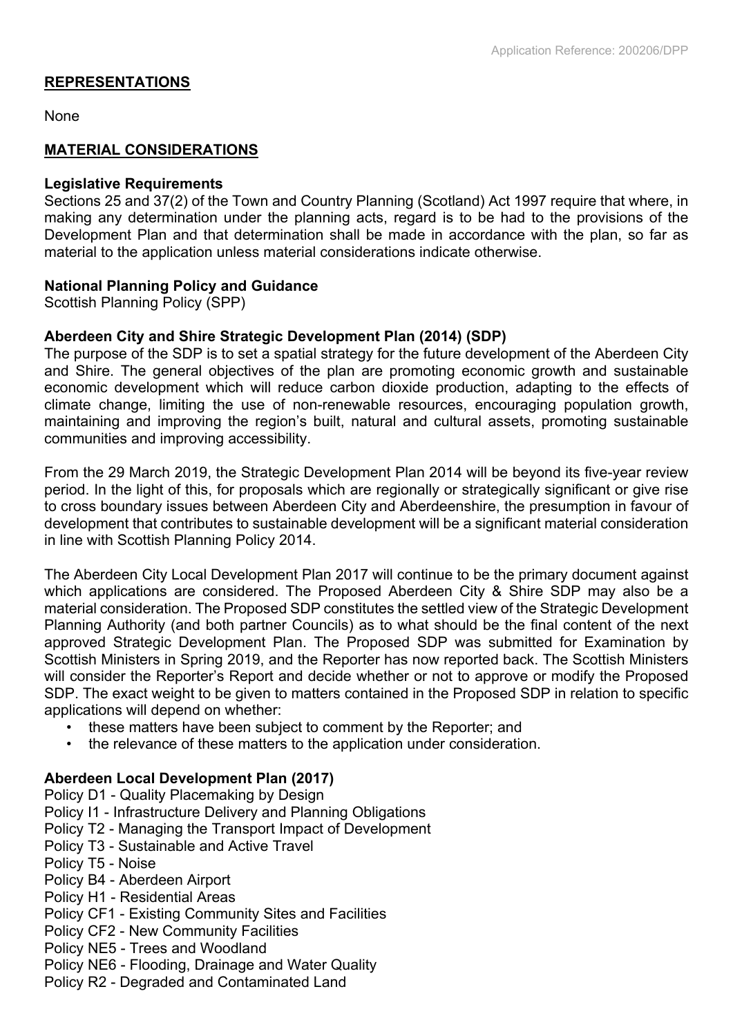## REPRESENTATIONS

None

## MATERIAL CONSIDERATIONS

### Legislative Requirements

Sections 25 and 37(2) of the Town and Country Planning (Scotland) Act 1997 require that where, in making any determination under the planning acts, regard is to be had to the provisions of the Development Plan and that determination shall be made in accordance with the plan, so far as material to the application unless material considerations indicate otherwise.

### National Planning Policy and Guidance

Scottish Planning Policy (SPP)

### Aberdeen City and Shire Strategic Development Plan (2014) (SDP)

The purpose of the SDP is to set a spatial strategy for the future development of the Aberdeen City and Shire. The general objectives of the plan are promoting economic growth and sustainable economic development which will reduce carbon dioxide production, adapting to the effects of climate change, limiting the use of non-renewable resources, encouraging population growth, maintaining and improving the region's built, natural and cultural assets, promoting sustainable communities and improving accessibility.

From the 29 March 2019, the Strategic Development Plan 2014 will be beyond its five-year review period. In the light of this, for proposals which are regionally or strategically significant or give rise to cross boundary issues between Aberdeen City and Aberdeenshire, the presumption in favour of development that contributes to sustainable development will be a significant material consideration in line with Scottish Planning Policy 2014.

The Aberdeen City Local Development Plan 2017 will continue to be the primary document against which applications are considered. The Proposed Aberdeen City & Shire SDP may also be a material consideration. The Proposed SDP constitutes the settled view of the Strategic Development Planning Authority (and both partner Councils) as to what should be the final content of the next approved Strategic Development Plan. The Proposed SDP was submitted for Examination by Scottish Ministers in Spring 2019, and the Reporter has now reported back. The Scottish Ministers will consider the Reporter's Report and decide whether or not to approve or modify the Proposed SDP. The exact weight to be given to matters contained in the Proposed SDP in relation to specific applications will depend on whether:

- these matters have been subject to comment by the Reporter; and
- the relevance of these matters to the application under consideration.

### Aberdeen Local Development Plan (2017)

Policy D1 - Quality Placemaking by Design
Policy I1 - Infrastructure Delivery and Planning Obligations
Policy T2 - Managing the Transport Impact of Development
Policy T3 - Sustainable and Active Travel
Policy T5 - Noise
Policy B4 - Aberdeen Airport
Policy H1 - Residential Areas
Policy CF1 - Existing Community Sites and Facilities
Policy CF2 - New Community Facilities
Policy NE5 - Trees and Woodland
Policy NE6 - Flooding, Drainage and Water Quality
Policy R2 - Degraded and Contaminated Land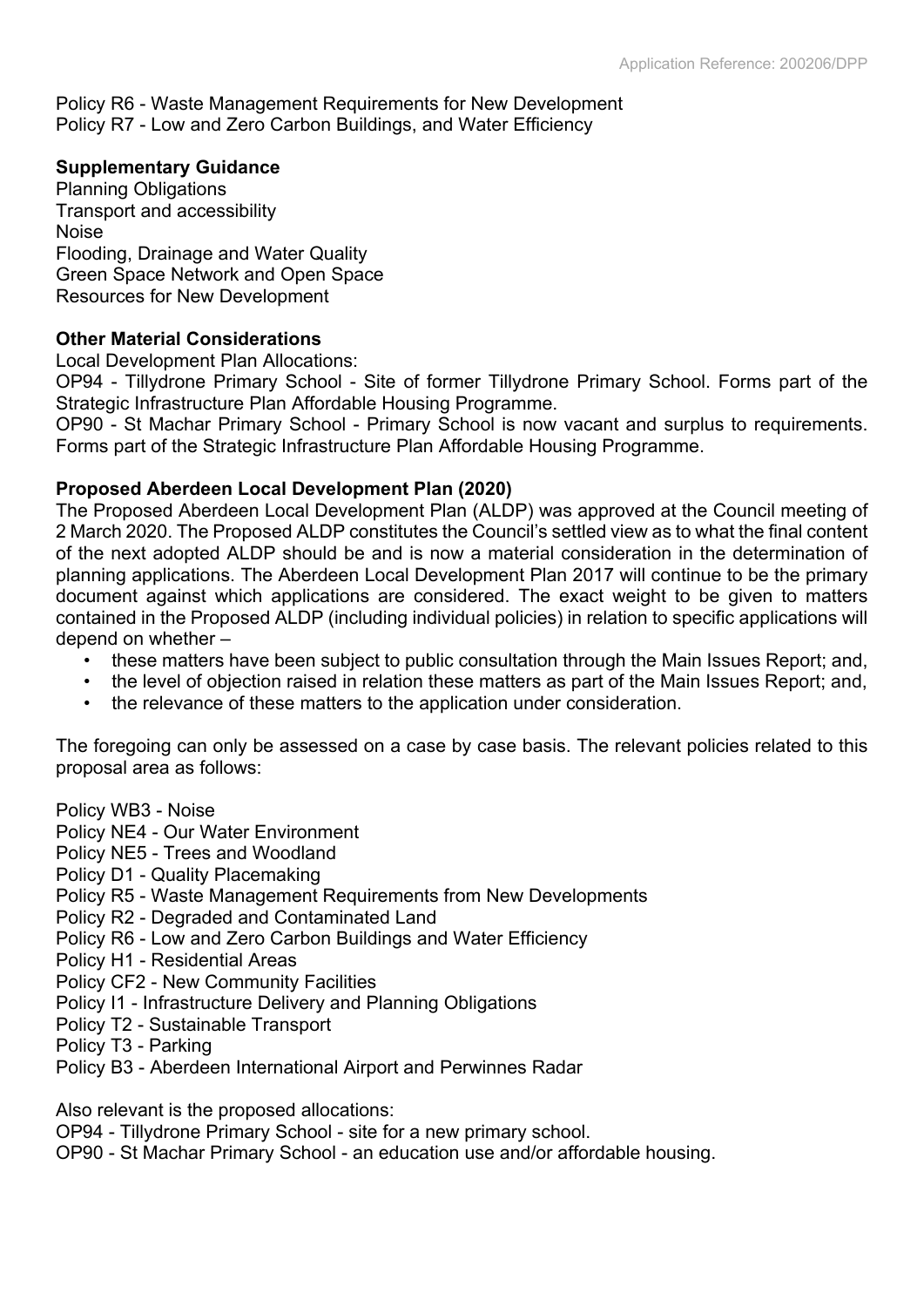Policy R6 - Waste Management Requirements for New Development
Policy R7 - Low and Zero Carbon Buildings, and Water Efficiency

**Supplementary Guidance**

Planning Obligations
Transport and accessibility
Noise
Flooding, Drainage and Water Quality
Green Space Network and Open Space
Resources for New Development

**Other Material Considerations**

Local Development Plan Allocations:
OP94 - Tillydrone Primary School - Site of former Tillydrone Primary School. Forms part of the Strategic Infrastructure Plan Affordable Housing Programme.
OP90 - St Machar Primary School - Primary School is now vacant and surplus to requirements. Forms part of the Strategic Infrastructure Plan Affordable Housing Programme.

**Proposed Aberdeen Local Development Plan (2020)**

The Proposed Aberdeen Local Development Plan (ALDP) was approved at the Council meeting of 2 March 2020. The Proposed ALDP constitutes the Council's settled view as to what the final content of the next adopted ALDP should be and is now a material consideration in the determination of planning applications. The Aberdeen Local Development Plan 2017 will continue to be the primary document against which applications are considered. The exact weight to be given to matters contained in the Proposed ALDP (including individual policies) in relation to specific applications will depend on whether –

- these matters have been subject to public consultation through the Main Issues Report; and,
- the level of objection raised in relation these matters as part of the Main Issues Report; and,
- the relevance of these matters to the application under consideration.

The foregoing can only be assessed on a case by case basis. The relevant policies related to this proposal area as follows:

Policy WB3 - Noise
Policy NE4 - Our Water Environment
Policy NE5 - Trees and Woodland
Policy D1 - Quality Placemaking
Policy R5 - Waste Management Requirements from New Developments
Policy R2 - Degraded and Contaminated Land
Policy R6 - Low and Zero Carbon Buildings and Water Efficiency
Policy H1 - Residential Areas
Policy CF2 - New Community Facilities
Policy I1 - Infrastructure Delivery and Planning Obligations
Policy T2 - Sustainable Transport
Policy T3 - Parking
Policy B3 - Aberdeen International Airport and Perwinnes Radar

Also relevant is the proposed allocations:
OP94 - Tillydrone Primary School - site for a new primary school.
OP90 - St Machar Primary School - an education use and/or affordable housing.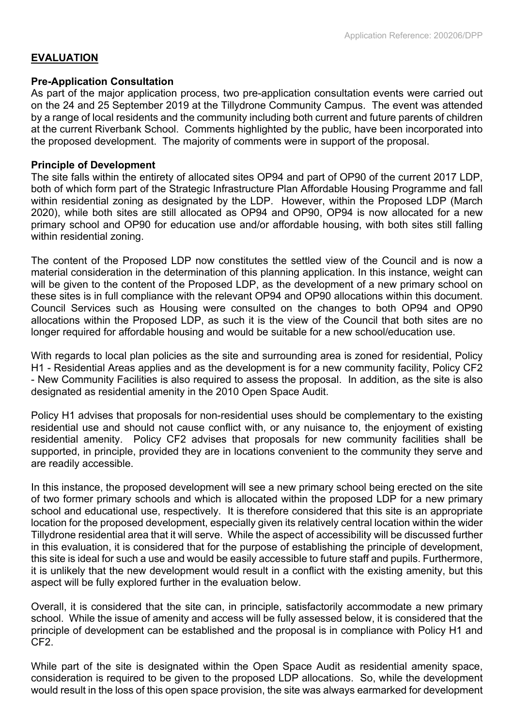## EVALUATION

**Pre-Application Consultation**
As part of the major application process, two pre-application consultation events were carried out on the 24 and 25 September 2019 at the Tillydrone Community Campus. The event was attended by a range of local residents and the community including both current and future parents of children at the current Riverbank School. Comments highlighted by the public, have been incorporated into the proposed development. The majority of comments were in support of the proposal.

**Principle of Development**
The site falls within the entirety of allocated sites OP94 and part of OP90 of the current 2017 LDP, both of which form part of the Strategic Infrastructure Plan Affordable Housing Programme and fall within residential zoning as designated by the LDP. However, within the Proposed LDP (March 2020), while both sites are still allocated as OP94 and OP90, OP94 is now allocated for a new primary school and OP90 for education use and/or affordable housing, with both sites still falling within residential zoning.

The content of the Proposed LDP now constitutes the settled view of the Council and is now a material consideration in the determination of this planning application. In this instance, weight can will be given to the content of the Proposed LDP, as the development of a new primary school on these sites is in full compliance with the relevant OP94 and OP90 allocations within this document. Council Services such as Housing were consulted on the changes to both OP94 and OP90 allocations within the Proposed LDP, as such it is the view of the Council that both sites are no longer required for affordable housing and would be suitable for a new school/education use.

With regards to local plan policies as the site and surrounding area is zoned for residential, Policy H1 - Residential Areas applies and as the development is for a new community facility, Policy CF2 - New Community Facilities is also required to assess the proposal. In addition, as the site is also designated as residential amenity in the 2010 Open Space Audit.

Policy H1 advises that proposals for non-residential uses should be complementary to the existing residential use and should not cause conflict with, or any nuisance to, the enjoyment of existing residential amenity. Policy CF2 advises that proposals for new community facilities shall be supported, in principle, provided they are in locations convenient to the community they serve and are readily accessible.

In this instance, the proposed development will see a new primary school being erected on the site of two former primary schools and which is allocated within the proposed LDP for a new primary school and educational use, respectively. It is therefore considered that this site is an appropriate location for the proposed development, especially given its relatively central location within the wider Tillydrone residential area that it will serve. While the aspect of accessibility will be discussed further in this evaluation, it is considered that for the purpose of establishing the principle of development, this site is ideal for such a use and would be easily accessible to future staff and pupils. Furthermore, it is unlikely that the new development would result in a conflict with the existing amenity, but this aspect will be fully explored further in the evaluation below.

Overall, it is considered that the site can, in principle, satisfactorily accommodate a new primary school. While the issue of amenity and access will be fully assessed below, it is considered that the principle of development can be established and the proposal is in compliance with Policy H1 and CF2.

While part of the site is designated within the Open Space Audit as residential amenity space, consideration is required to be given to the proposed LDP allocations. So, while the development would result in the loss of this open space provision, the site was always earmarked for development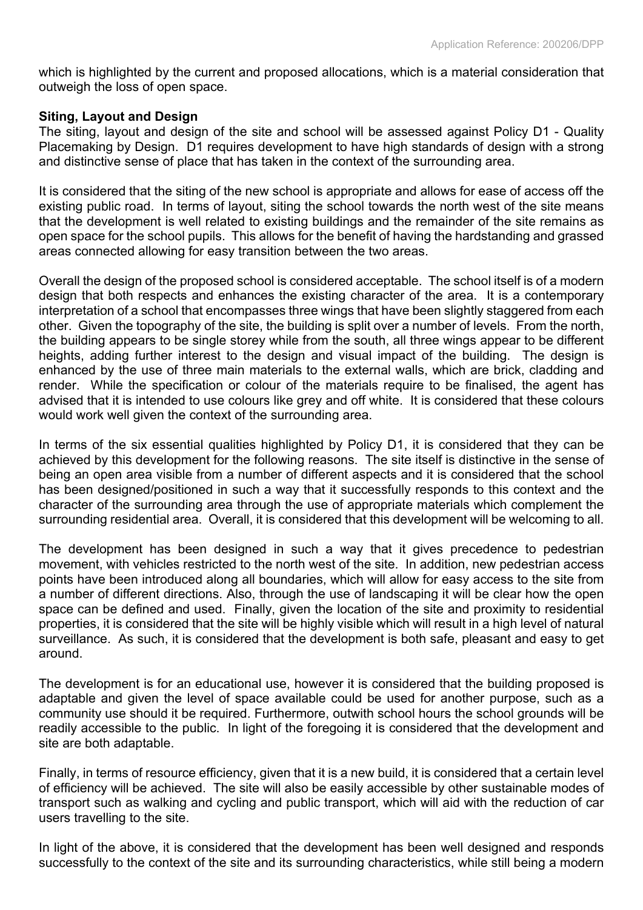which is highlighted by the current and proposed allocations, which is a material consideration that outweigh the loss of open space.

**Siting, Layout and Design**

The siting, layout and design of the site and school will be assessed against Policy D1 - Quality Placemaking by Design. D1 requires development to have high standards of design with a strong and distinctive sense of place that has taken in the context of the surrounding area.

It is considered that the siting of the new school is appropriate and allows for ease of access off the existing public road. In terms of layout, siting the school towards the north west of the site means that the development is well related to existing buildings and the remainder of the site remains as open space for the school pupils. This allows for the benefit of having the hardstanding and grassed areas connected allowing for easy transition between the two areas.

Overall the design of the proposed school is considered acceptable. The school itself is of a modern design that both respects and enhances the existing character of the area. It is a contemporary interpretation of a school that encompasses three wings that have been slightly staggered from each other. Given the topography of the site, the building is split over a number of levels. From the north, the building appears to be single storey while from the south, all three wings appear to be different heights, adding further interest to the design and visual impact of the building. The design is enhanced by the use of three main materials to the external walls, which are brick, cladding and render. While the specification or colour of the materials require to be finalised, the agent has advised that it is intended to use colours like grey and off white. It is considered that these colours would work well given the context of the surrounding area.

In terms of the six essential qualities highlighted by Policy D1, it is considered that they can be achieved by this development for the following reasons. The site itself is distinctive in the sense of being an open area visible from a number of different aspects and it is considered that the school has been designed/positioned in such a way that it successfully responds to this context and the character of the surrounding area through the use of appropriate materials which complement the surrounding residential area. Overall, it is considered that this development will be welcoming to all.

The development has been designed in such a way that it gives precedence to pedestrian movement, with vehicles restricted to the north west of the site. In addition, new pedestrian access points have been introduced along all boundaries, which will allow for easy access to the site from a number of different directions. Also, through the use of landscaping it will be clear how the open space can be defined and used. Finally, given the location of the site and proximity to residential properties, it is considered that the site will be highly visible which will result in a high level of natural surveillance. As such, it is considered that the development is both safe, pleasant and easy to get around.

The development is for an educational use, however it is considered that the building proposed is adaptable and given the level of space available could be used for another purpose, such as a community use should it be required. Furthermore, outwith school hours the school grounds will be readily accessible to the public. In light of the foregoing it is considered that the development and site are both adaptable.

Finally, in terms of resource efficiency, given that it is a new build, it is considered that a certain level of efficiency will be achieved. The site will also be easily accessible by other sustainable modes of transport such as walking and cycling and public transport, which will aid with the reduction of car users travelling to the site.

In light of the above, it is considered that the development has been well designed and responds successfully to the context of the site and its surrounding characteristics, while still being a modern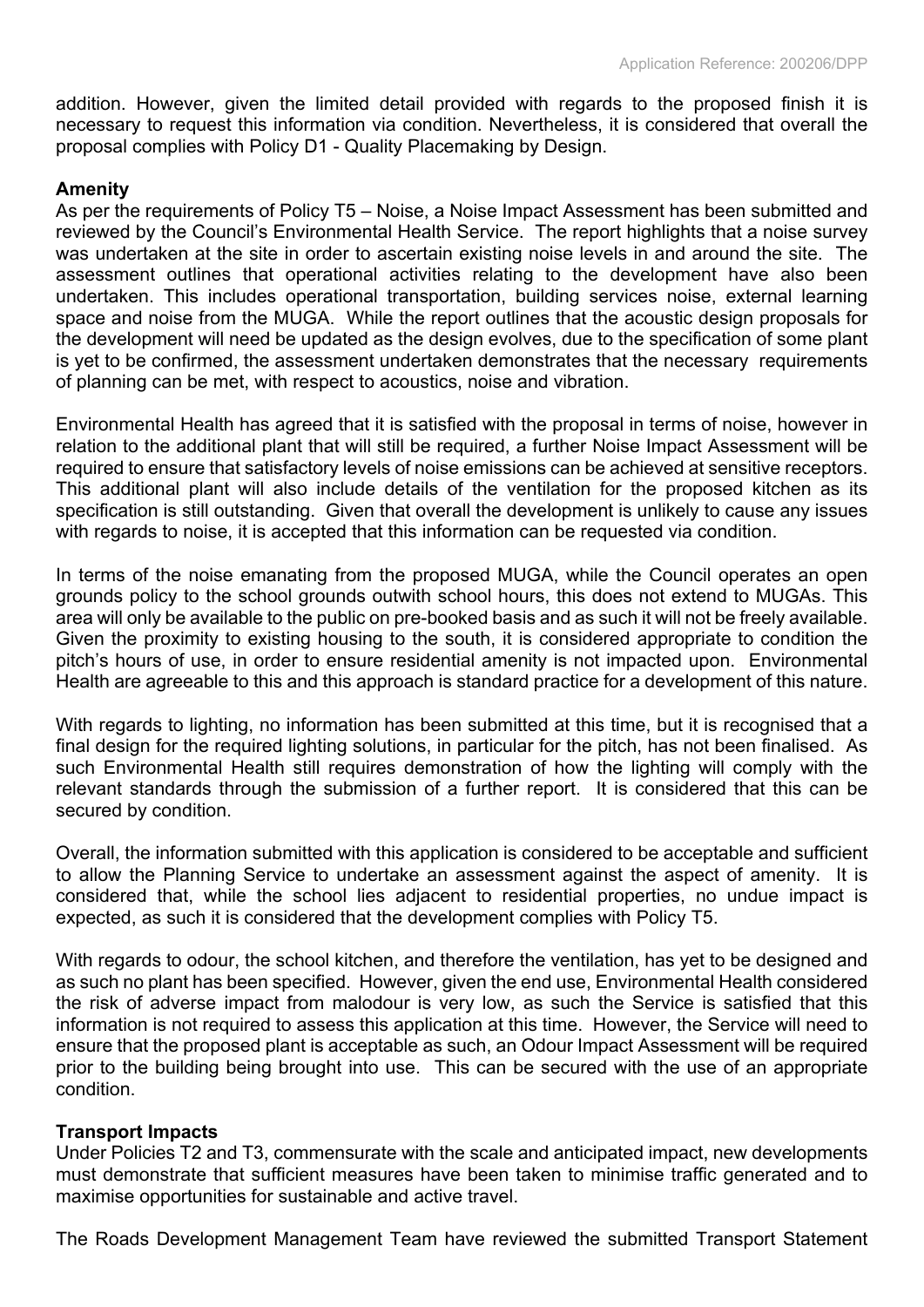addition. However, given the limited detail provided with regards to the proposed finish it is necessary to request this information via condition. Nevertheless, it is considered that overall the proposal complies with Policy D1 - Quality Placemaking by Design.

**Amenity**

As per the requirements of Policy T5 – Noise, a Noise Impact Assessment has been submitted and reviewed by the Council's Environmental Health Service. The report highlights that a noise survey was undertaken at the site in order to ascertain existing noise levels in and around the site. The assessment outlines that operational activities relating to the development have also been undertaken. This includes operational transportation, building services noise, external learning space and noise from the MUGA. While the report outlines that the acoustic design proposals for the development will need be updated as the design evolves, due to the specification of some plant is yet to be confirmed, the assessment undertaken demonstrates that the necessary requirements of planning can be met, with respect to acoustics, noise and vibration.

Environmental Health has agreed that it is satisfied with the proposal in terms of noise, however in relation to the additional plant that will still be required, a further Noise Impact Assessment will be required to ensure that satisfactory levels of noise emissions can be achieved at sensitive receptors. This additional plant will also include details of the ventilation for the proposed kitchen as its specification is still outstanding. Given that overall the development is unlikely to cause any issues with regards to noise, it is accepted that this information can be requested via condition.

In terms of the noise emanating from the proposed MUGA, while the Council operates an open grounds policy to the school grounds outwith school hours, this does not extend to MUGAs. This area will only be available to the public on pre-booked basis and as such it will not be freely available. Given the proximity to existing housing to the south, it is considered appropriate to condition the pitch's hours of use, in order to ensure residential amenity is not impacted upon. Environmental Health are agreeable to this and this approach is standard practice for a development of this nature.

With regards to lighting, no information has been submitted at this time, but it is recognised that a final design for the required lighting solutions, in particular for the pitch, has not been finalised. As such Environmental Health still requires demonstration of how the lighting will comply with the relevant standards through the submission of a further report. It is considered that this can be secured by condition.

Overall, the information submitted with this application is considered to be acceptable and sufficient to allow the Planning Service to undertake an assessment against the aspect of amenity. It is considered that, while the school lies adjacent to residential properties, no undue impact is expected, as such it is considered that the development complies with Policy T5.

With regards to odour, the school kitchen, and therefore the ventilation, has yet to be designed and as such no plant has been specified. However, given the end use, Environmental Health considered the risk of adverse impact from malodour is very low, as such the Service is satisfied that this information is not required to assess this application at this time. However, the Service will need to ensure that the proposed plant is acceptable as such, an Odour Impact Assessment will be required prior to the building being brought into use. This can be secured with the use of an appropriate condition.

**Transport Impacts**

Under Policies T2 and T3, commensurate with the scale and anticipated impact, new developments must demonstrate that sufficient measures have been taken to minimise traffic generated and to maximise opportunities for sustainable and active travel.

The Roads Development Management Team have reviewed the submitted Transport Statement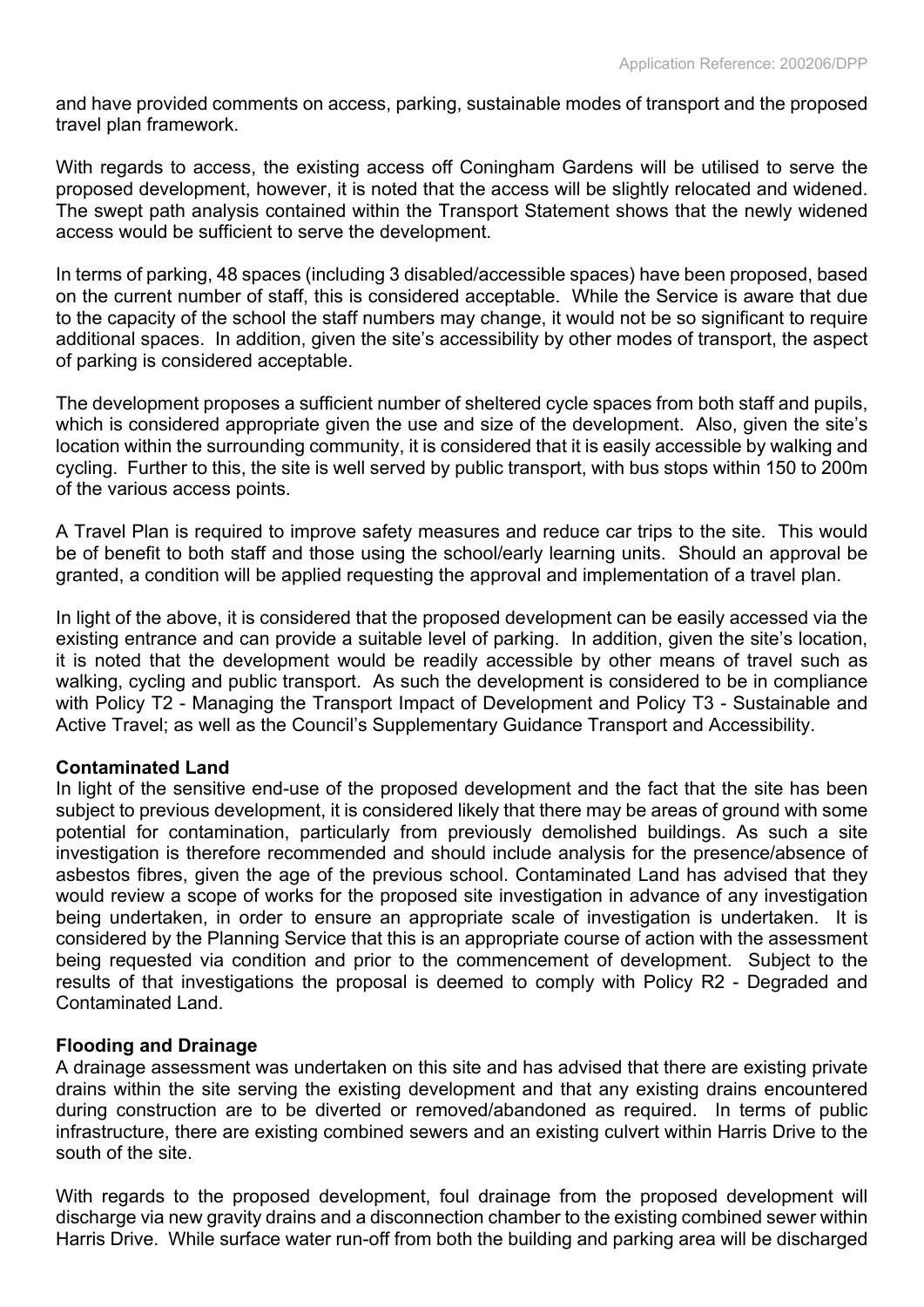and have provided comments on access, parking, sustainable modes of transport and the proposed travel plan framework.

With regards to access, the existing access off Coningham Gardens will be utilised to serve the proposed development, however, it is noted that the access will be slightly relocated and widened. The swept path analysis contained within the Transport Statement shows that the newly widened access would be sufficient to serve the development.

In terms of parking, 48 spaces (including 3 disabled/accessible spaces) have been proposed, based on the current number of staff, this is considered acceptable. While the Service is aware that due to the capacity of the school the staff numbers may change, it would not be so significant to require additional spaces. In addition, given the site's accessibility by other modes of transport, the aspect of parking is considered acceptable.

The development proposes a sufficient number of sheltered cycle spaces from both staff and pupils, which is considered appropriate given the use and size of the development. Also, given the site's location within the surrounding community, it is considered that it is easily accessible by walking and cycling. Further to this, the site is well served by public transport, with bus stops within 150 to 200m of the various access points.

A Travel Plan is required to improve safety measures and reduce car trips to the site. This would be of benefit to both staff and those using the school/early learning units. Should an approval be granted, a condition will be applied requesting the approval and implementation of a travel plan.

In light of the above, it is considered that the proposed development can be easily accessed via the existing entrance and can provide a suitable level of parking. In addition, given the site's location, it is noted that the development would be readily accessible by other means of travel such as walking, cycling and public transport. As such the development is considered to be in compliance with Policy T2 - Managing the Transport Impact of Development and Policy T3 - Sustainable and Active Travel; as well as the Council's Supplementary Guidance Transport and Accessibility.

**Contaminated Land**

In light of the sensitive end-use of the proposed development and the fact that the site has been subject to previous development, it is considered likely that there may be areas of ground with some potential for contamination, particularly from previously demolished buildings. As such a site investigation is therefore recommended and should include analysis for the presence/absence of asbestos fibres, given the age of the previous school. Contaminated Land has advised that they would review a scope of works for the proposed site investigation in advance of any investigation being undertaken, in order to ensure an appropriate scale of investigation is undertaken. It is considered by the Planning Service that this is an appropriate course of action with the assessment being requested via condition and prior to the commencement of development. Subject to the results of that investigations the proposal is deemed to comply with Policy R2 - Degraded and Contaminated Land.

**Flooding and Drainage**

A drainage assessment was undertaken on this site and has advised that there are existing private drains within the site serving the existing development and that any existing drains encountered during construction are to be diverted or removed/abandoned as required. In terms of public infrastructure, there are existing combined sewers and an existing culvert within Harris Drive to the south of the site.

With regards to the proposed development, foul drainage from the proposed development will discharge via new gravity drains and a disconnection chamber to the existing combined sewer within Harris Drive. While surface water run-off from both the building and parking area will be discharged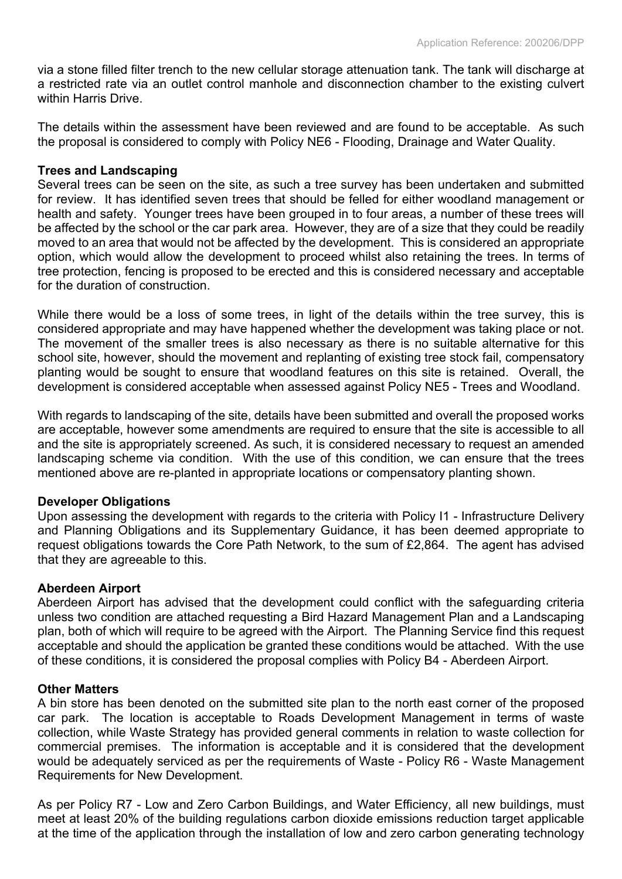via a stone filled filter trench to the new cellular storage attenuation tank. The tank will discharge at a restricted rate via an outlet control manhole and disconnection chamber to the existing culvert within Harris Drive.

The details within the assessment have been reviewed and are found to be acceptable. As such the proposal is considered to comply with Policy NE6 - Flooding, Drainage and Water Quality.

**Trees and Landscaping**

Several trees can be seen on the site, as such a tree survey has been undertaken and submitted for review. It has identified seven trees that should be felled for either woodland management or health and safety. Younger trees have been grouped in to four areas, a number of these trees will be affected by the school or the car park area. However, they are of a size that they could be readily moved to an area that would not be affected by the development. This is considered an appropriate option, which would allow the development to proceed whilst also retaining the trees. In terms of tree protection, fencing is proposed to be erected and this is considered necessary and acceptable for the duration of construction.

While there would be a loss of some trees, in light of the details within the tree survey, this is considered appropriate and may have happened whether the development was taking place or not. The movement of the smaller trees is also necessary as there is no suitable alternative for this school site, however, should the movement and replanting of existing tree stock fail, compensatory planting would be sought to ensure that woodland features on this site is retained. Overall, the development is considered acceptable when assessed against Policy NE5 - Trees and Woodland.

With regards to landscaping of the site, details have been submitted and overall the proposed works are acceptable, however some amendments are required to ensure that the site is accessible to all and the site is appropriately screened. As such, it is considered necessary to request an amended landscaping scheme via condition. With the use of this condition, we can ensure that the trees mentioned above are re-planted in appropriate locations or compensatory planting shown.

**Developer Obligations**

Upon assessing the development with regards to the criteria with Policy I1 - Infrastructure Delivery and Planning Obligations and its Supplementary Guidance, it has been deemed appropriate to request obligations towards the Core Path Network, to the sum of £2,864. The agent has advised that they are agreeable to this.

**Aberdeen Airport**

Aberdeen Airport has advised that the development could conflict with the safeguarding criteria unless two condition are attached requesting a Bird Hazard Management Plan and a Landscaping plan, both of which will require to be agreed with the Airport. The Planning Service find this request acceptable and should the application be granted these conditions would be attached. With the use of these conditions, it is considered the proposal complies with Policy B4 - Aberdeen Airport.

**Other Matters**

A bin store has been denoted on the submitted site plan to the north east corner of the proposed car park. The location is acceptable to Roads Development Management in terms of waste collection, while Waste Strategy has provided general comments in relation to waste collection for commercial premises. The information is acceptable and it is considered that the development would be adequately serviced as per the requirements of Waste - Policy R6 - Waste Management Requirements for New Development.

As per Policy R7 - Low and Zero Carbon Buildings, and Water Efficiency, all new buildings, must meet at least 20% of the building regulations carbon dioxide emissions reduction target applicable at the time of the application through the installation of low and zero carbon generating technology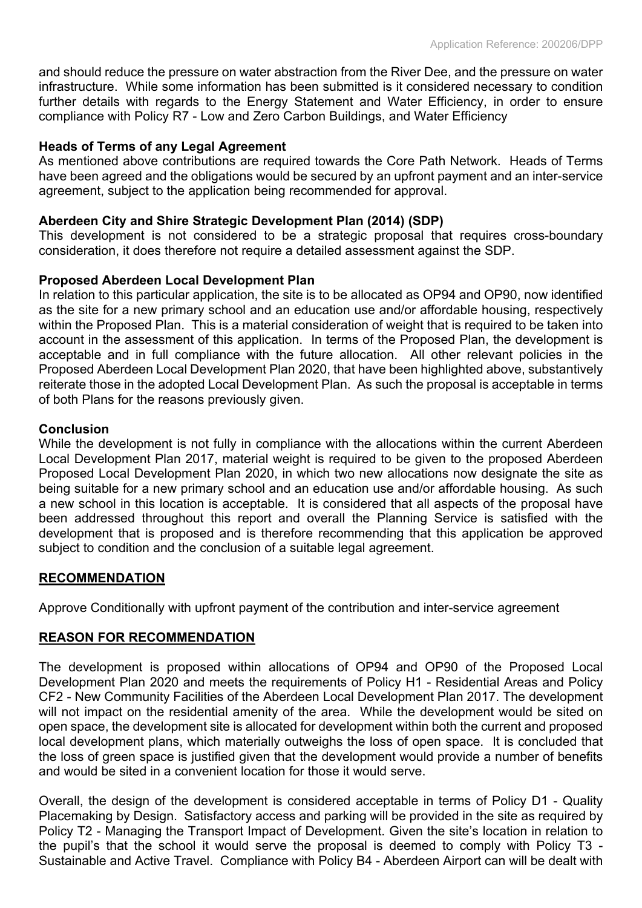and should reduce the pressure on water abstraction from the River Dee, and the pressure on water infrastructure. While some information has been submitted is it considered necessary to condition further details with regards to the Energy Statement and Water Efficiency, in order to ensure compliance with Policy R7 - Low and Zero Carbon Buildings, and Water Efficiency

**Heads of Terms of any Legal Agreement**

As mentioned above contributions are required towards the Core Path Network. Heads of Terms have been agreed and the obligations would be secured by an upfront payment and an inter-service agreement, subject to the application being recommended for approval.

**Aberdeen City and Shire Strategic Development Plan (2014) (SDP)**

This development is not considered to be a strategic proposal that requires cross-boundary consideration, it does therefore not require a detailed assessment against the SDP.

**Proposed Aberdeen Local Development Plan**

In relation to this particular application, the site is to be allocated as OP94 and OP90, now identified as the site for a new primary school and an education use and/or affordable housing, respectively within the Proposed Plan. This is a material consideration of weight that is required to be taken into account in the assessment of this application. In terms of the Proposed Plan, the development is acceptable and in full compliance with the future allocation. All other relevant policies in the Proposed Aberdeen Local Development Plan 2020, that have been highlighted above, substantively reiterate those in the adopted Local Development Plan. As such the proposal is acceptable in terms of both Plans for the reasons previously given.

**Conclusion**

While the development is not fully in compliance with the allocations within the current Aberdeen Local Development Plan 2017, material weight is required to be given to the proposed Aberdeen Proposed Local Development Plan 2020, in which two new allocations now designate the site as being suitable for a new primary school and an education use and/or affordable housing. As such a new school in this location is acceptable. It is considered that all aspects of the proposal have been addressed throughout this report and overall the Planning Service is satisfied with the development that is proposed and is therefore recommending that this application be approved subject to condition and the conclusion of a suitable legal agreement.

## RECOMMENDATION

Approve Conditionally with upfront payment of the contribution and inter-service agreement

## REASON FOR RECOMMENDATION

The development is proposed within allocations of OP94 and OP90 of the Proposed Local Development Plan 2020 and meets the requirements of Policy H1 - Residential Areas and Policy CF2 - New Community Facilities of the Aberdeen Local Development Plan 2017. The development will not impact on the residential amenity of the area. While the development would be sited on open space, the development site is allocated for development within both the current and proposed local development plans, which materially outweighs the loss of open space. It is concluded that the loss of green space is justified given that the development would provide a number of benefits and would be sited in a convenient location for those it would serve.

Overall, the design of the development is considered acceptable in terms of Policy D1 - Quality Placemaking by Design. Satisfactory access and parking will be provided in the site as required by Policy T2 - Managing the Transport Impact of Development. Given the site's location in relation to the pupil's that the school it would serve the proposal is deemed to comply with Policy T3 - Sustainable and Active Travel. Compliance with Policy B4 - Aberdeen Airport can will be dealt with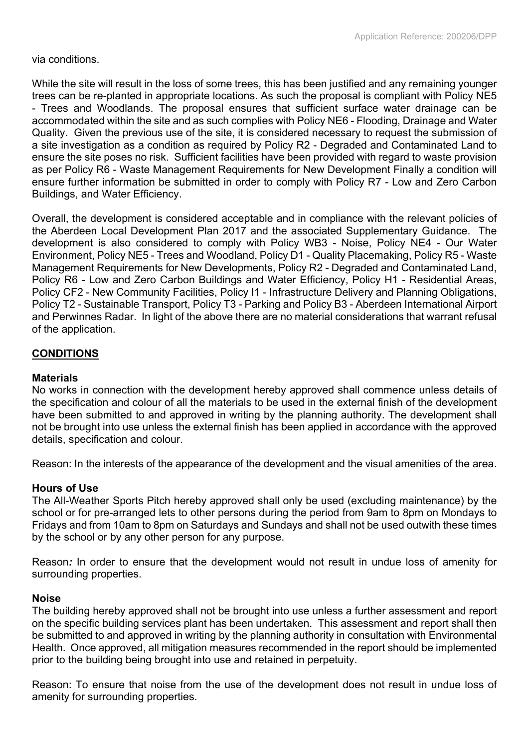via conditions.

While the site will result in the loss of some trees, this has been justified and any remaining younger trees can be re-planted in appropriate locations. As such the proposal is compliant with Policy NE5 - Trees and Woodlands. The proposal ensures that sufficient surface water drainage can be accommodated within the site and as such complies with Policy NE6 - Flooding, Drainage and Water Quality. Given the previous use of the site, it is considered necessary to request the submission of a site investigation as a condition as required by Policy R2 - Degraded and Contaminated Land to ensure the site poses no risk. Sufficient facilities have been provided with regard to waste provision as per Policy R6 - Waste Management Requirements for New Development Finally a condition will ensure further information be submitted in order to comply with Policy R7 - Low and Zero Carbon Buildings, and Water Efficiency.

Overall, the development is considered acceptable and in compliance with the relevant policies of the Aberdeen Local Development Plan 2017 and the associated Supplementary Guidance. The development is also considered to comply with Policy WB3 - Noise, Policy NE4 - Our Water Environment, Policy NE5 - Trees and Woodland, Policy D1 - Quality Placemaking, Policy R5 - Waste Management Requirements for New Developments, Policy R2 - Degraded and Contaminated Land, Policy R6 - Low and Zero Carbon Buildings and Water Efficiency, Policy H1 - Residential Areas, Policy CF2 - New Community Facilities, Policy I1 - Infrastructure Delivery and Planning Obligations, Policy T2 - Sustainable Transport, Policy T3 - Parking and Policy B3 - Aberdeen International Airport and Perwinnes Radar. In light of the above there are no material considerations that warrant refusal of the application.

## CONDITIONS

### Materials

No works in connection with the development hereby approved shall commence unless details of the specification and colour of all the materials to be used in the external finish of the development have been submitted to and approved in writing by the planning authority. The development shall not be brought into use unless the external finish has been applied in accordance with the approved details, specification and colour.

Reason: In the interests of the appearance of the development and the visual amenities of the area.

### Hours of Use

The All-Weather Sports Pitch hereby approved shall only be used (excluding maintenance) by the school or for pre-arranged lets to other persons during the period from 9am to 8pm on Mondays to Fridays and from 10am to 8pm on Saturdays and Sundays and shall not be used outwith these times by the school or by any other person for any purpose.

Reason*:* In order to ensure that the development would not result in undue loss of amenity for surrounding properties.

### Noise

The building hereby approved shall not be brought into use unless a further assessment and report on the specific building services plant has been undertaken. This assessment and report shall then be submitted to and approved in writing by the planning authority in consultation with Environmental Health. Once approved, all mitigation measures recommended in the report should be implemented prior to the building being brought into use and retained in perpetuity.

Reason: To ensure that noise from the use of the development does not result in undue loss of amenity for surrounding properties.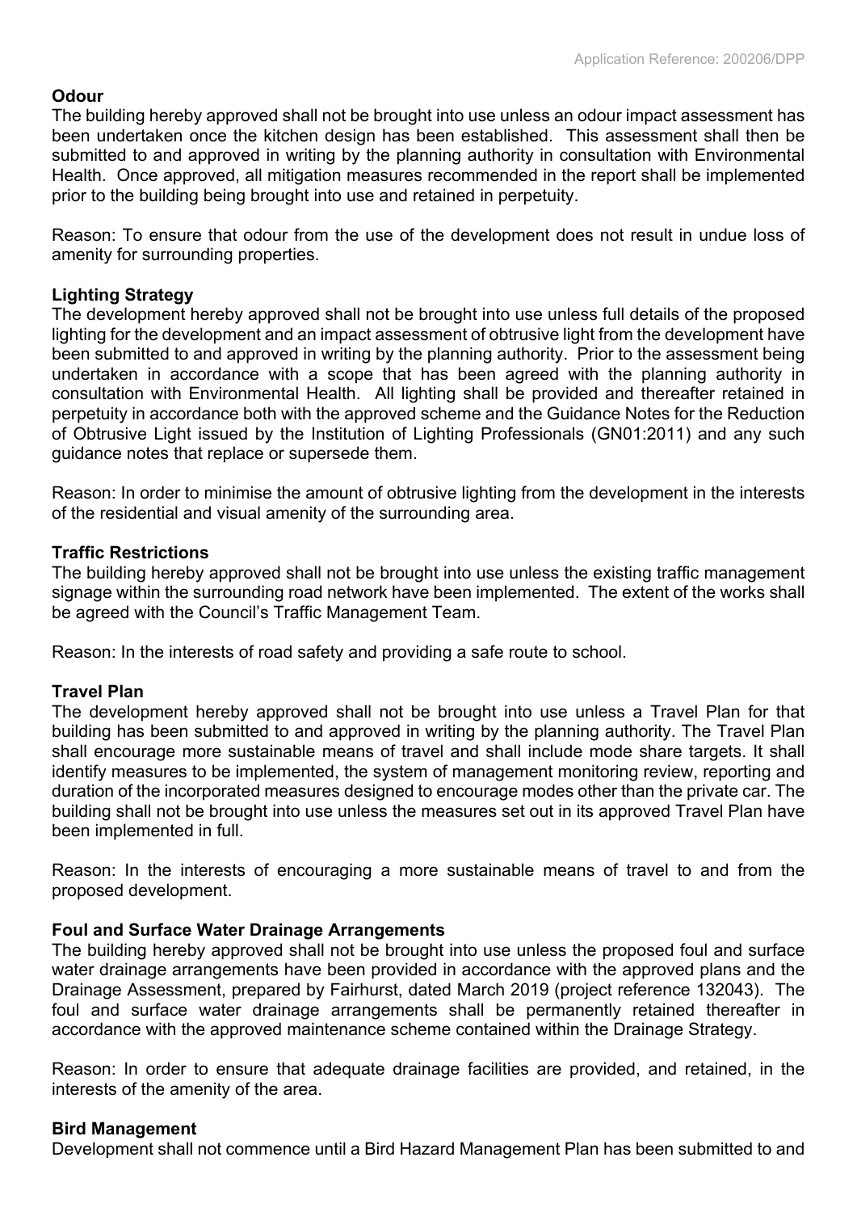**Odour**
The building hereby approved shall not be brought into use unless an odour impact assessment has been undertaken once the kitchen design has been established. This assessment shall then be submitted to and approved in writing by the planning authority in consultation with Environmental Health. Once approved, all mitigation measures recommended in the report shall be implemented prior to the building being brought into use and retained in perpetuity.

Reason: To ensure that odour from the use of the development does not result in undue loss of amenity for surrounding properties.

**Lighting Strategy**
The development hereby approved shall not be brought into use unless full details of the proposed lighting for the development and an impact assessment of obtrusive light from the development have been submitted to and approved in writing by the planning authority. Prior to the assessment being undertaken in accordance with a scope that has been agreed with the planning authority in consultation with Environmental Health. All lighting shall be provided and thereafter retained in perpetuity in accordance both with the approved scheme and the Guidance Notes for the Reduction of Obtrusive Light issued by the Institution of Lighting Professionals (GN01:2011) and any such guidance notes that replace or supersede them.

Reason: In order to minimise the amount of obtrusive lighting from the development in the interests of the residential and visual amenity of the surrounding area.

**Traffic Restrictions**
The building hereby approved shall not be brought into use unless the existing traffic management signage within the surrounding road network have been implemented. The extent of the works shall be agreed with the Council's Traffic Management Team.

Reason: In the interests of road safety and providing a safe route to school.

**Travel Plan**
The development hereby approved shall not be brought into use unless a Travel Plan for that building has been submitted to and approved in writing by the planning authority. The Travel Plan shall encourage more sustainable means of travel and shall include mode share targets. It shall identify measures to be implemented, the system of management monitoring review, reporting and duration of the incorporated measures designed to encourage modes other than the private car. The building shall not be brought into use unless the measures set out in its approved Travel Plan have been implemented in full.

Reason: In the interests of encouraging a more sustainable means of travel to and from the proposed development.

**Foul and Surface Water Drainage Arrangements**
The building hereby approved shall not be brought into use unless the proposed foul and surface water drainage arrangements have been provided in accordance with the approved plans and the Drainage Assessment, prepared by Fairhurst, dated March 2019 (project reference 132043). The foul and surface water drainage arrangements shall be permanently retained thereafter in accordance with the approved maintenance scheme contained within the Drainage Strategy.

Reason: In order to ensure that adequate drainage facilities are provided, and retained, in the interests of the amenity of the area.

**Bird Management**
Development shall not commence until a Bird Hazard Management Plan has been submitted to and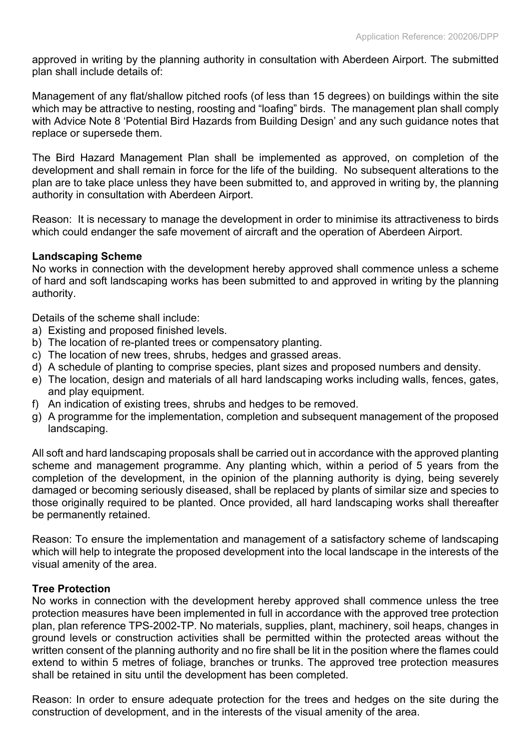approved in writing by the planning authority in consultation with Aberdeen Airport. The submitted plan shall include details of:

Management of any flat/shallow pitched roofs (of less than 15 degrees) on buildings within the site which may be attractive to nesting, roosting and "loafing" birds. The management plan shall comply with Advice Note 8 'Potential Bird Hazards from Building Design' and any such guidance notes that replace or supersede them.

The Bird Hazard Management Plan shall be implemented as approved, on completion of the development and shall remain in force for the life of the building. No subsequent alterations to the plan are to take place unless they have been submitted to, and approved in writing by, the planning authority in consultation with Aberdeen Airport.

Reason: It is necessary to manage the development in order to minimise its attractiveness to birds which could endanger the safe movement of aircraft and the operation of Aberdeen Airport.

**Landscaping Scheme**
No works in connection with the development hereby approved shall commence unless a scheme of hard and soft landscaping works has been submitted to and approved in writing by the planning authority.

Details of the scheme shall include:
a) Existing and proposed finished levels.
b) The location of re-planted trees or compensatory planting.
c) The location of new trees, shrubs, hedges and grassed areas.
d) A schedule of planting to comprise species, plant sizes and proposed numbers and density.
e) The location, design and materials of all hard landscaping works including walls, fences, gates, and play equipment.
f) An indication of existing trees, shrubs and hedges to be removed.
g) A programme for the implementation, completion and subsequent management of the proposed landscaping.

All soft and hard landscaping proposals shall be carried out in accordance with the approved planting scheme and management programme. Any planting which, within a period of 5 years from the completion of the development, in the opinion of the planning authority is dying, being severely damaged or becoming seriously diseased, shall be replaced by plants of similar size and species to those originally required to be planted. Once provided, all hard landscaping works shall thereafter be permanently retained.

Reason: To ensure the implementation and management of a satisfactory scheme of landscaping which will help to integrate the proposed development into the local landscape in the interests of the visual amenity of the area.

**Tree Protection**
No works in connection with the development hereby approved shall commence unless the tree protection measures have been implemented in full in accordance with the approved tree protection plan, plan reference TPS-2002-TP. No materials, supplies, plant, machinery, soil heaps, changes in ground levels or construction activities shall be permitted within the protected areas without the written consent of the planning authority and no fire shall be lit in the position where the flames could extend to within 5 metres of foliage, branches or trunks. The approved tree protection measures shall be retained in situ until the development has been completed.

Reason: In order to ensure adequate protection for the trees and hedges on the site during the construction of development, and in the interests of the visual amenity of the area.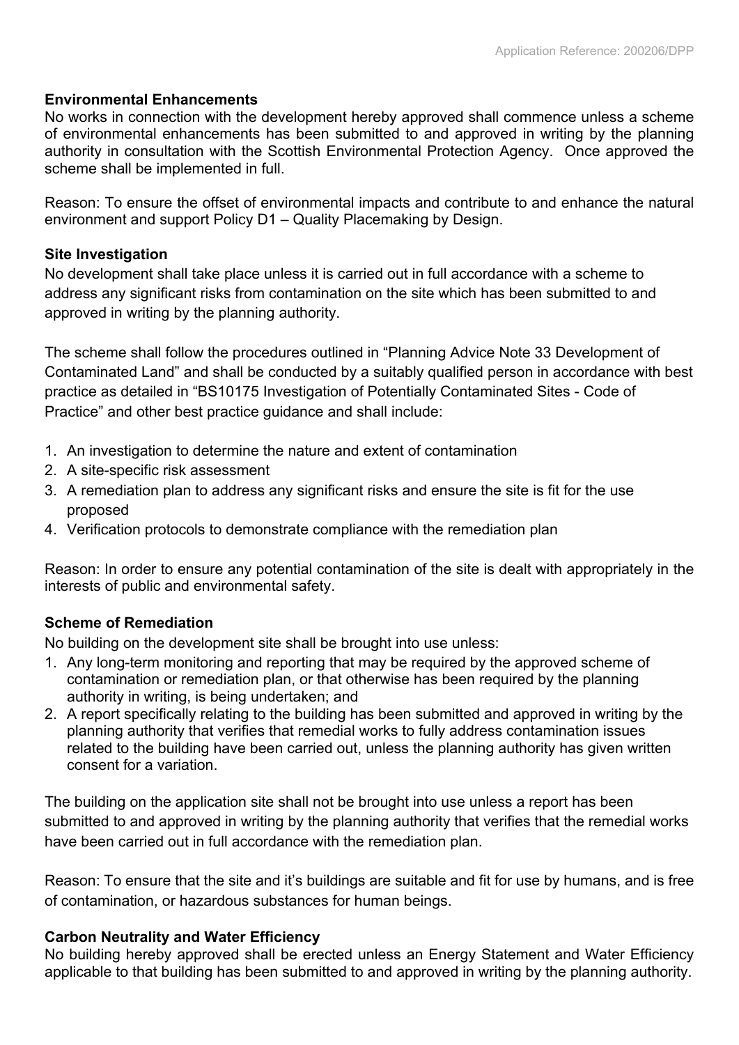**Environmental Enhancements**

No works in connection with the development hereby approved shall commence unless a scheme of environmental enhancements has been submitted to and approved in writing by the planning authority in consultation with the Scottish Environmental Protection Agency. Once approved the scheme shall be implemented in full.

Reason: To ensure the offset of environmental impacts and contribute to and enhance the natural environment and support Policy D1 – Quality Placemaking by Design.

**Site Investigation**

No development shall take place unless it is carried out in full accordance with a scheme to address any significant risks from contamination on the site which has been submitted to and approved in writing by the planning authority.

The scheme shall follow the procedures outlined in "Planning Advice Note 33 Development of Contaminated Land" and shall be conducted by a suitably qualified person in accordance with best practice as detailed in "BS10175 Investigation of Potentially Contaminated Sites - Code of Practice" and other best practice guidance and shall include:

1. An investigation to determine the nature and extent of contamination
2. A site-specific risk assessment
3. A remediation plan to address any significant risks and ensure the site is fit for the use proposed
4. Verification protocols to demonstrate compliance with the remediation plan

Reason: In order to ensure any potential contamination of the site is dealt with appropriately in the interests of public and environmental safety.

**Scheme of Remediation**

No building on the development site shall be brought into use unless:

1. Any long-term monitoring and reporting that may be required by the approved scheme of contamination or remediation plan, or that otherwise has been required by the planning authority in writing, is being undertaken; and
2. A report specifically relating to the building has been submitted and approved in writing by the planning authority that verifies that remedial works to fully address contamination issues related to the building have been carried out, unless the planning authority has given written consent for a variation.

The building on the application site shall not be brought into use unless a report has been submitted to and approved in writing by the planning authority that verifies that the remedial works have been carried out in full accordance with the remediation plan.

Reason: To ensure that the site and it's buildings are suitable and fit for use by humans, and is free of contamination, or hazardous substances for human beings.

**Carbon Neutrality and Water Efficiency**

No building hereby approved shall be erected unless an Energy Statement and Water Efficiency applicable to that building has been submitted to and approved in writing by the planning authority.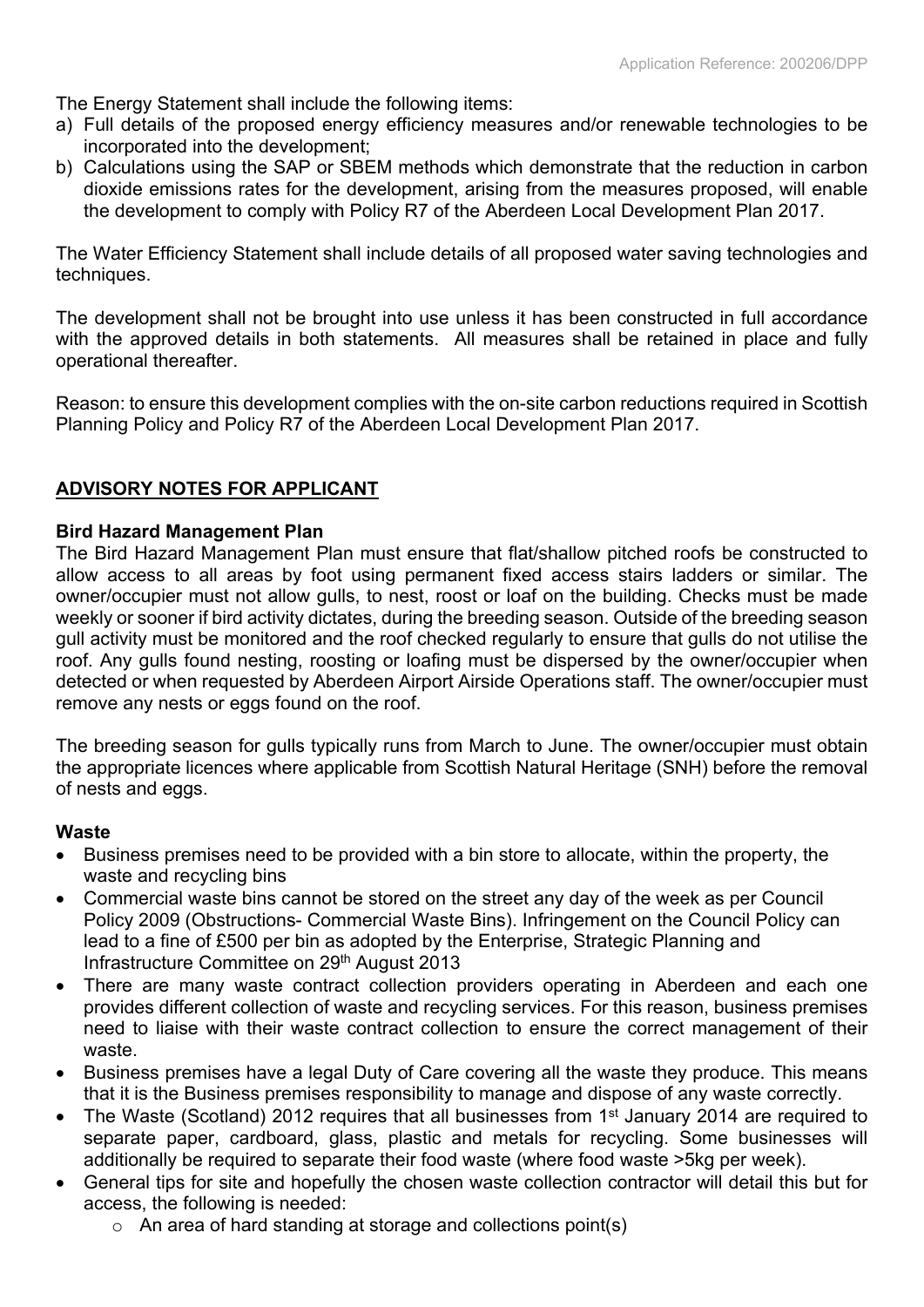The Energy Statement shall include the following items:

a) Full details of the proposed energy efficiency measures and/or renewable technologies to be incorporated into the development;
b) Calculations using the SAP or SBEM methods which demonstrate that the reduction in carbon dioxide emissions rates for the development, arising from the measures proposed, will enable the development to comply with Policy R7 of the Aberdeen Local Development Plan 2017.

The Water Efficiency Statement shall include details of all proposed water saving technologies and techniques.

The development shall not be brought into use unless it has been constructed in full accordance with the approved details in both statements. All measures shall be retained in place and fully operational thereafter.

Reason: to ensure this development complies with the on-site carbon reductions required in Scottish Planning Policy and Policy R7 of the Aberdeen Local Development Plan 2017.

## ADVISORY NOTES FOR APPLICANT

### Bird Hazard Management Plan

The Bird Hazard Management Plan must ensure that flat/shallow pitched roofs be constructed to allow access to all areas by foot using permanent fixed access stairs ladders or similar. The owner/occupier must not allow gulls, to nest, roost or loaf on the building. Checks must be made weekly or sooner if bird activity dictates, during the breeding season. Outside of the breeding season gull activity must be monitored and the roof checked regularly to ensure that gulls do not utilise the roof. Any gulls found nesting, roosting or loafing must be dispersed by the owner/occupier when detected or when requested by Aberdeen Airport Airside Operations staff. The owner/occupier must remove any nests or eggs found on the roof.

The breeding season for gulls typically runs from March to June. The owner/occupier must obtain the appropriate licences where applicable from Scottish Natural Heritage (SNH) before the removal of nests and eggs.

### Waste

- Business premises need to be provided with a bin store to allocate, within the property, the waste and recycling bins
- Commercial waste bins cannot be stored on the street any day of the week as per Council Policy 2009 (Obstructions- Commercial Waste Bins). Infringement on the Council Policy can lead to a fine of £500 per bin as adopted by the Enterprise, Strategic Planning and Infrastructure Committee on 29th August 2013
- There are many waste contract collection providers operating in Aberdeen and each one provides different collection of waste and recycling services. For this reason, business premises need to liaise with their waste contract collection to ensure the correct management of their waste.
- Business premises have a legal Duty of Care covering all the waste they produce. This means that it is the Business premises responsibility to manage and dispose of any waste correctly.
- The Waste (Scotland) 2012 requires that all businesses from 1st January 2014 are required to separate paper, cardboard, glass, plastic and metals for recycling. Some businesses will additionally be required to separate their food waste (where food waste >5kg per week).
- General tips for site and hopefully the chosen waste collection contractor will detail this but for access, the following is needed:
  - An area of hard standing at storage and collections point(s)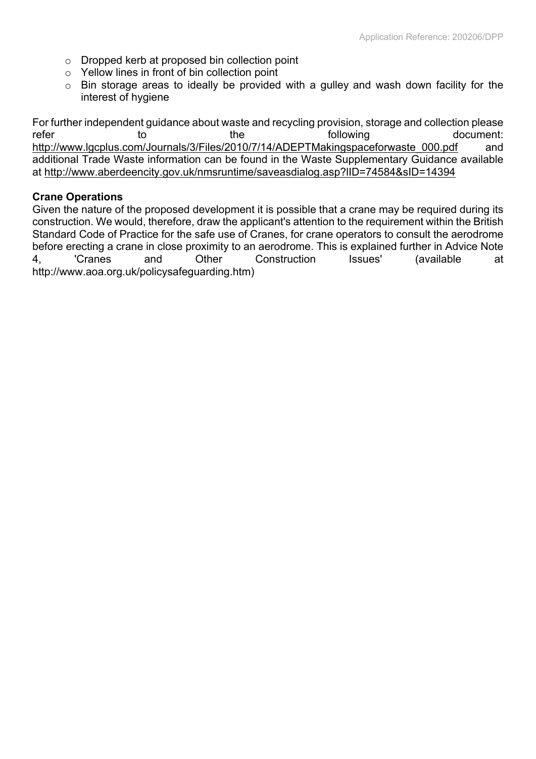- Dropped kerb at proposed bin collection point
- Yellow lines in front of bin collection point
- Bin storage areas to ideally be provided with a gulley and wash down facility for the interest of hygiene

For further independent guidance about waste and recycling provision, storage and collection please refer to the following document: http://www.lgcplus.com/Journals/3/Files/2010/7/14/ADEPTMakingspaceforwaste_000.pdf and additional Trade Waste information can be found in the Waste Supplementary Guidance available at http://www.aberdeencity.gov.uk/nmsruntime/saveasdialog.asp?lID=74584&sID=14394

**Crane Operations**

Given the nature of the proposed development it is possible that a crane may be required during its construction. We would, therefore, draw the applicant's attention to the requirement within the British Standard Code of Practice for the safe use of Cranes, for crane operators to consult the aerodrome before erecting a crane in close proximity to an aerodrome. This is explained further in Advice Note 4, 'Cranes and Other Construction Issues' (available at http://www.aoa.org.uk/policysafeguarding.htm)